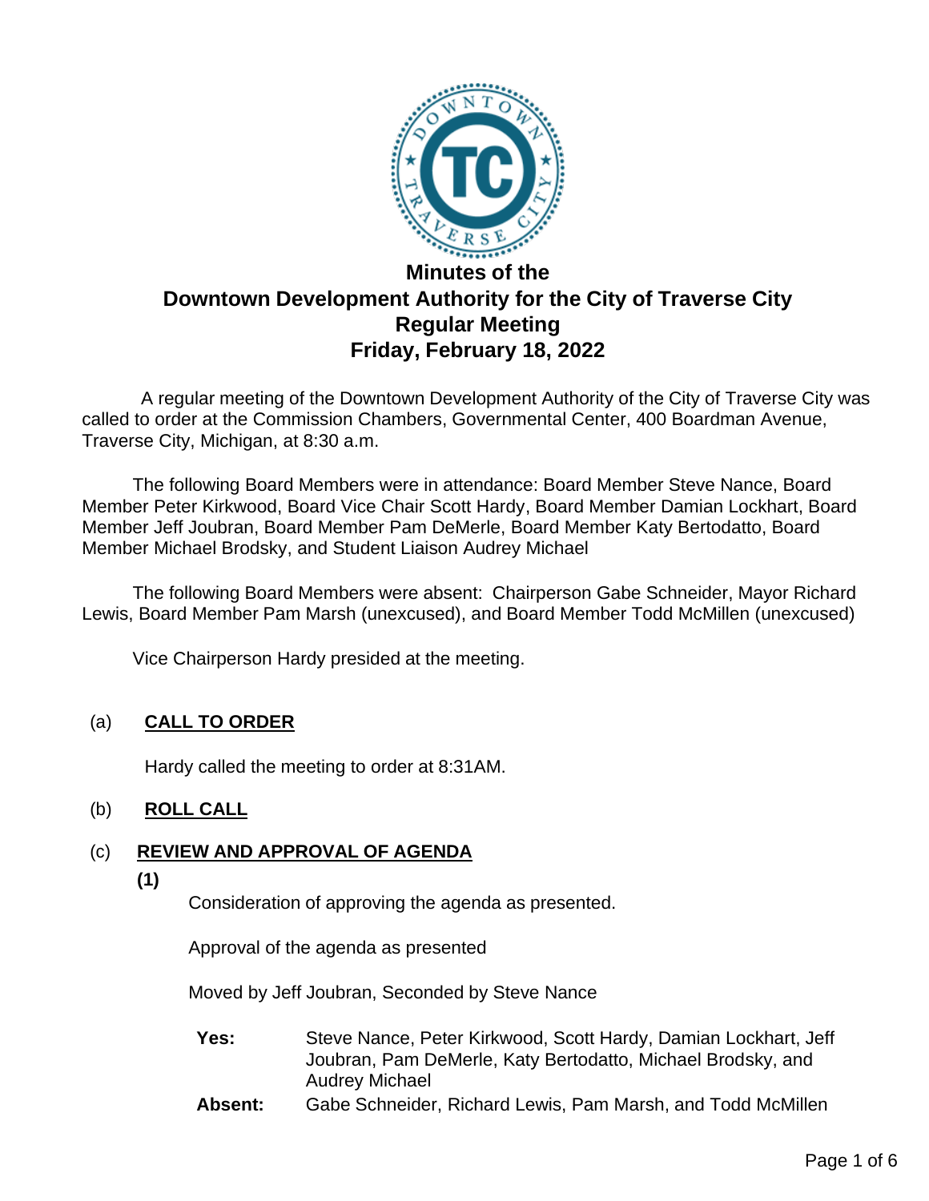# Minutes of the
# Downtown Development Authority for the City of Traverse City
## Regular Meeting
## Friday, February 18, 2022

A regular meeting of the Downtown Development Authority of the City of Traverse City was called to order at the Commission Chambers, Governmental Center, 400 Boardman Avenue, Traverse City, Michigan, at 8:30 a.m.

The following Board Members were in attendance: Board Member Steve Nance, Board Member Peter Kirkwood, Board Vice Chair Scott Hardy, Board Member Damian Lockhart, Board Member Jeff Joubran, Board Member Pam DeMerle, Board Member Katy Bertodatto, Board Member Michael Brodsky, and Student Liaison Audrey Michael

The following Board Members were absent: Chairperson Gabe Schneider, Mayor Richard Lewis, Board Member Pam Marsh (unexcused), and Board Member Todd McMillen (unexcused)

Vice Chairperson Hardy presided at the meeting.

(a) **CALL TO ORDER**

Hardy called the meeting to order at 8:31AM.

(b) **ROLL CALL**

(c) **REVIEW AND APPROVAL OF AGENDA**

**(1)**

Consideration of approving the agenda as presented.

Approval of the agenda as presented

Moved by Jeff Joubran, Seconded by Steve Nance

**Yes:** Steve Nance, Peter Kirkwood, Scott Hardy, Damian Lockhart, Jeff Joubran, Pam DeMerle, Katy Bertodatto, Michael Brodsky, and Audrey Michael

**Absent:** Gabe Schneider, Richard Lewis, Pam Marsh, and Todd McMillen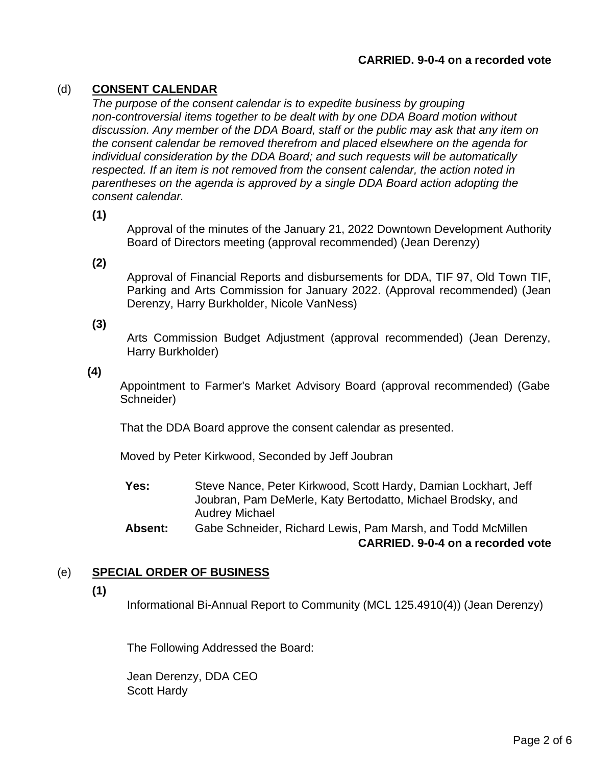**CARRIED. 9-0-4 on a recorded vote**

(d) **CONSENT CALENDAR**

*The purpose of the consent calendar is to expedite business by grouping non-controversial items together to be dealt with by one DDA Board motion without discussion. Any member of the DDA Board, staff or the public may ask that any item on the consent calendar be removed therefrom and placed elsewhere on the agenda for individual consideration by the DDA Board; and such requests will be automatically respected. If an item is not removed from the consent calendar, the action noted in parentheses on the agenda is approved by a single DDA Board action adopting the consent calendar.*

**(1)**

Approval of the minutes of the January 21, 2022 Downtown Development Authority Board of Directors meeting (approval recommended) (Jean Derenzy)

**(2)**

Approval of Financial Reports and disbursements for DDA, TIF 97, Old Town TIF, Parking and Arts Commission for January 2022. (Approval recommended) (Jean Derenzy, Harry Burkholder, Nicole VanNess)

**(3)**

Arts Commission Budget Adjustment (approval recommended) (Jean Derenzy, Harry Burkholder)

**(4)**

Appointment to Farmer's Market Advisory Board (approval recommended) (Gabe Schneider)

That the DDA Board approve the consent calendar as presented.

Moved by Peter Kirkwood, Seconded by Jeff Joubran

**Yes:** Steve Nance, Peter Kirkwood, Scott Hardy, Damian Lockhart, Jeff Joubran, Pam DeMerle, Katy Bertodatto, Michael Brodsky, and Audrey Michael

**Absent:** Gabe Schneider, Richard Lewis, Pam Marsh, and Todd McMillen

**CARRIED. 9-0-4 on a recorded vote**

(e) **SPECIAL ORDER OF BUSINESS**

**(1)**

Informational Bi-Annual Report to Community (MCL 125.4910(4)) (Jean Derenzy)

The Following Addressed the Board:

Jean Derenzy, DDA CEO
Scott Hardy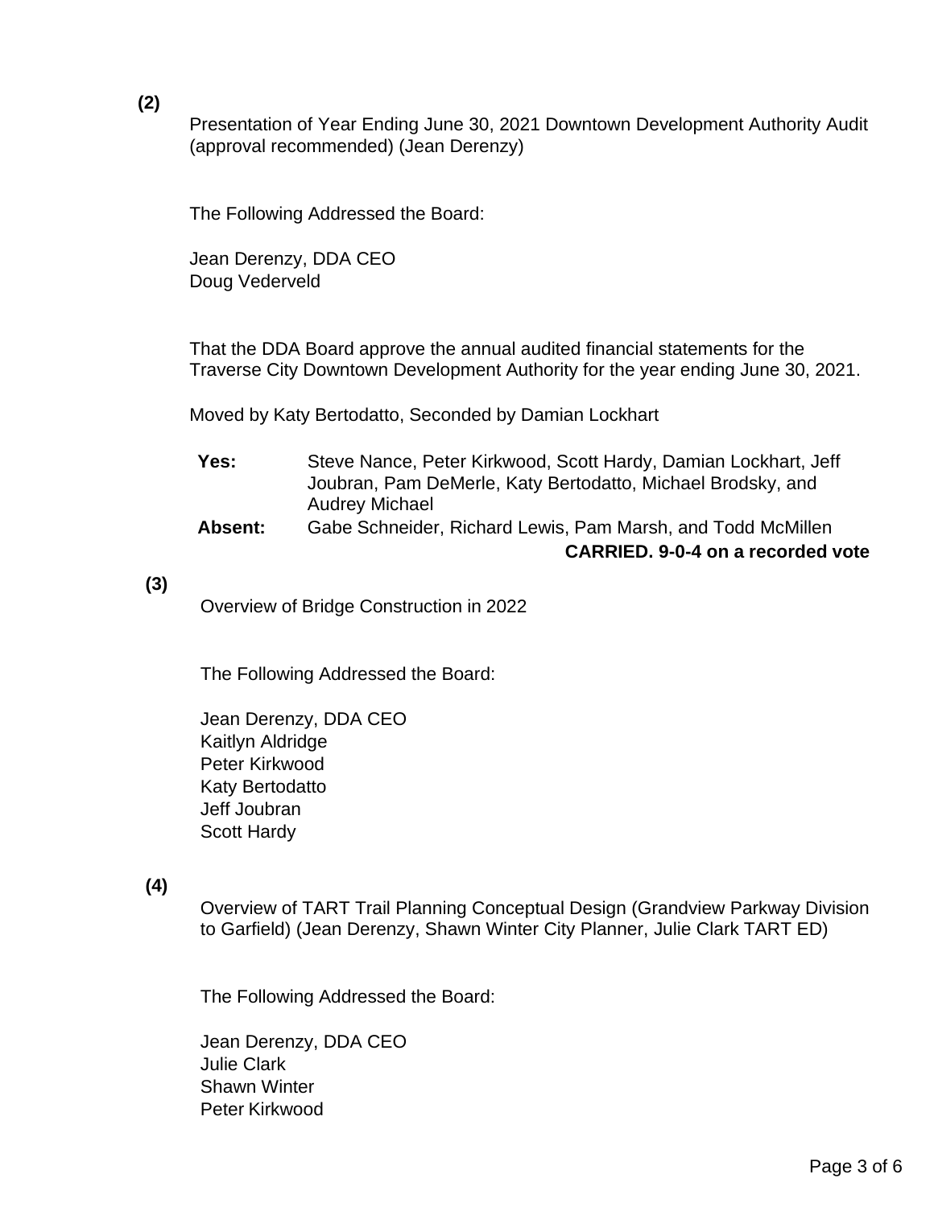**(2)**

Presentation of Year Ending June 30, 2021 Downtown Development Authority Audit (approval recommended) (Jean Derenzy)

The Following Addressed the Board:

Jean Derenzy, DDA CEO
Doug Vederveld

That the DDA Board approve the annual audited financial statements for the Traverse City Downtown Development Authority for the year ending June 30, 2021.

Moved by Katy Bertodatto, Seconded by Damian Lockhart

**Yes:** Steve Nance, Peter Kirkwood, Scott Hardy, Damian Lockhart, Jeff Joubran, Pam DeMerle, Katy Bertodatto, Michael Brodsky, and Audrey Michael
**Absent:** Gabe Schneider, Richard Lewis, Pam Marsh, and Todd McMillen

**CARRIED. 9-0-4 on a recorded vote**

**(3)**

Overview of Bridge Construction in 2022

The Following Addressed the Board:

Jean Derenzy, DDA CEO
Kaitlyn Aldridge
Peter Kirkwood
Katy Bertodatto
Jeff Joubran
Scott Hardy

**(4)**

Overview of TART Trail Planning Conceptual Design (Grandview Parkway Division to Garfield) (Jean Derenzy, Shawn Winter City Planner, Julie Clark TART ED)

The Following Addressed the Board:

Jean Derenzy, DDA CEO
Julie Clark
Shawn Winter
Peter Kirkwood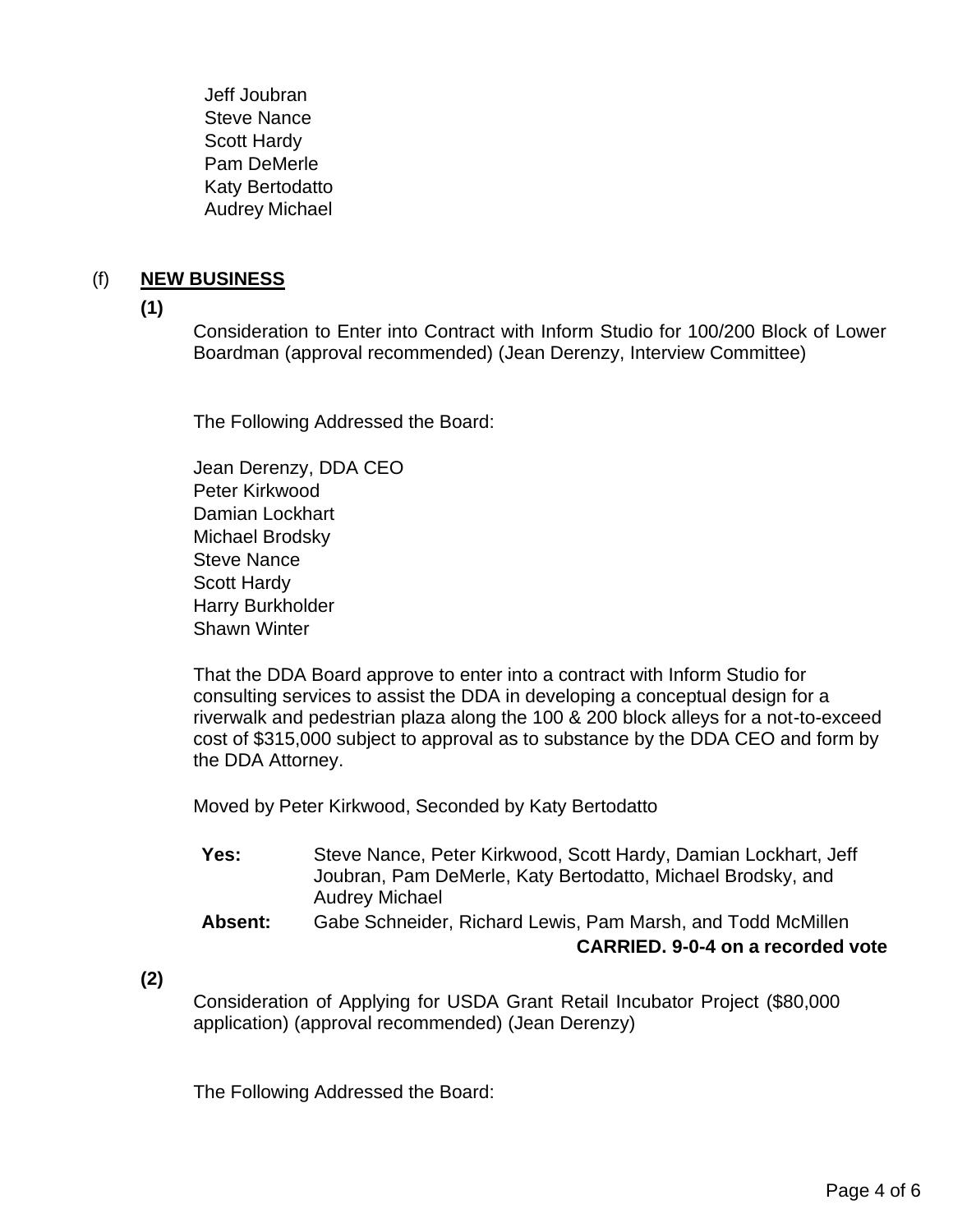Jeff Joubran
Steve Nance
Scott Hardy
Pam DeMerle
Katy Bertodatto
Audrey Michael

(f) **NEW BUSINESS**

**(1)**

Consideration to Enter into Contract with Inform Studio for 100/200 Block of Lower Boardman (approval recommended) (Jean Derenzy, Interview Committee)

The Following Addressed the Board:

Jean Derenzy, DDA CEO
Peter Kirkwood
Damian Lockhart
Michael Brodsky
Steve Nance
Scott Hardy
Harry Burkholder
Shawn Winter

That the DDA Board approve to enter into a contract with Inform Studio for consulting services to assist the DDA in developing a conceptual design for a riverwalk and pedestrian plaza along the 100 & 200 block alleys for a not-to-exceed cost of $315,000 subject to approval as to substance by the DDA CEO and form by the DDA Attorney.

Moved by Peter Kirkwood, Seconded by Katy Bertodatto

**Yes:** Steve Nance, Peter Kirkwood, Scott Hardy, Damian Lockhart, Jeff Joubran, Pam DeMerle, Katy Bertodatto, Michael Brodsky, and Audrey Michael

**Absent:** Gabe Schneider, Richard Lewis, Pam Marsh, and Todd McMillen

**CARRIED. 9-0-4 on a recorded vote**

**(2)**

Consideration of Applying for USDA Grant Retail Incubator Project ($80,000 application) (approval recommended) (Jean Derenzy)

The Following Addressed the Board: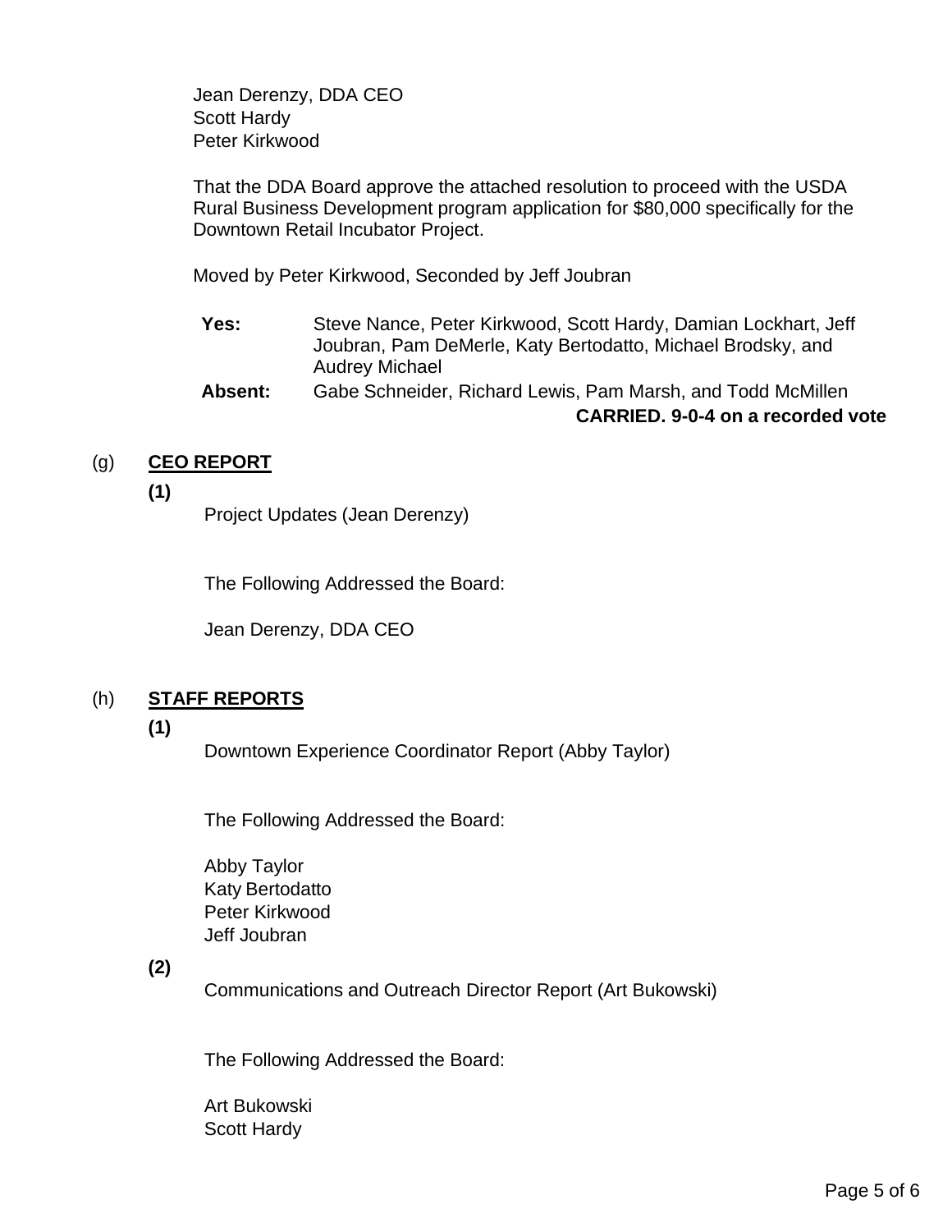Jean Derenzy, DDA CEO
Scott Hardy
Peter Kirkwood

That the DDA Board approve the attached resolution to proceed with the USDA Rural Business Development program application for $80,000 specifically for the Downtown Retail Incubator Project.

Moved by Peter Kirkwood, Seconded by Jeff Joubran

**Yes:** Steve Nance, Peter Kirkwood, Scott Hardy, Damian Lockhart, Jeff Joubran, Pam DeMerle, Katy Bertodatto, Michael Brodsky, and Audrey Michael

**Absent:** Gabe Schneider, Richard Lewis, Pam Marsh, and Todd McMillen

**CARRIED. 9-0-4 on a recorded vote**

## (g) CEO REPORT

**(1)**

Project Updates (Jean Derenzy)

The Following Addressed the Board:

Jean Derenzy, DDA CEO

## (h) STAFF REPORTS

**(1)**

Downtown Experience Coordinator Report (Abby Taylor)

The Following Addressed the Board:

Abby Taylor
Katy Bertodatto
Peter Kirkwood
Jeff Joubran

**(2)**

Communications and Outreach Director Report (Art Bukowski)

The Following Addressed the Board:

Art Bukowski
Scott Hardy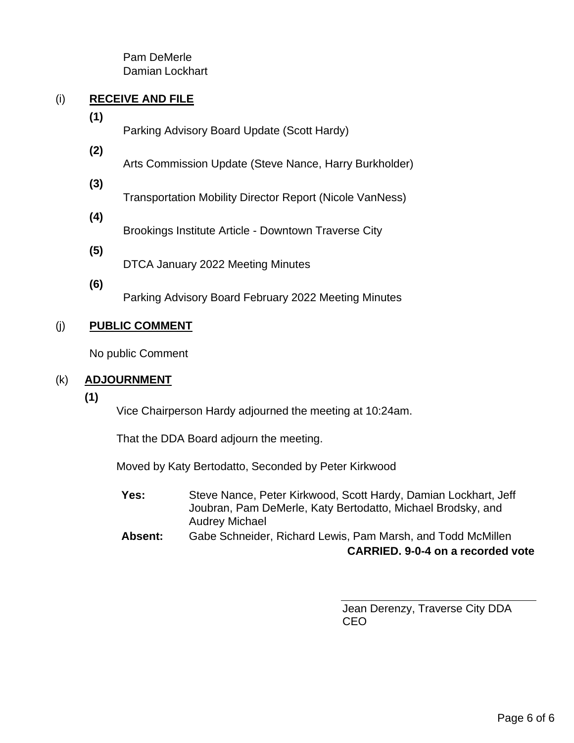Pam DeMerle
Damian Lockhart

(i) **RECEIVE AND FILE**

**(1)**
Parking Advisory Board Update (Scott Hardy)

**(2)**
Arts Commission Update (Steve Nance, Harry Burkholder)

**(3)**
Transportation Mobility Director Report (Nicole VanNess)

**(4)**
Brookings Institute Article - Downtown Traverse City

**(5)**
DTCA January 2022 Meeting Minutes

**(6)**
Parking Advisory Board February 2022 Meeting Minutes

(j) **PUBLIC COMMENT**

No public Comment

(k) **ADJOURNMENT**

**(1)**
Vice Chairperson Hardy adjourned the meeting at 10:24am.

That the DDA Board adjourn the meeting.

Moved by Katy Bertodatto, Seconded by Peter Kirkwood

**Yes:** Steve Nance, Peter Kirkwood, Scott Hardy, Damian Lockhart, Jeff Joubran, Pam DeMerle, Katy Bertodatto, Michael Brodsky, and Audrey Michael

**Absent:** Gabe Schneider, Richard Lewis, Pam Marsh, and Todd McMillen

**CARRIED. 9-0-4 on a recorded vote**

Jean Derenzy, Traverse City DDA CEO